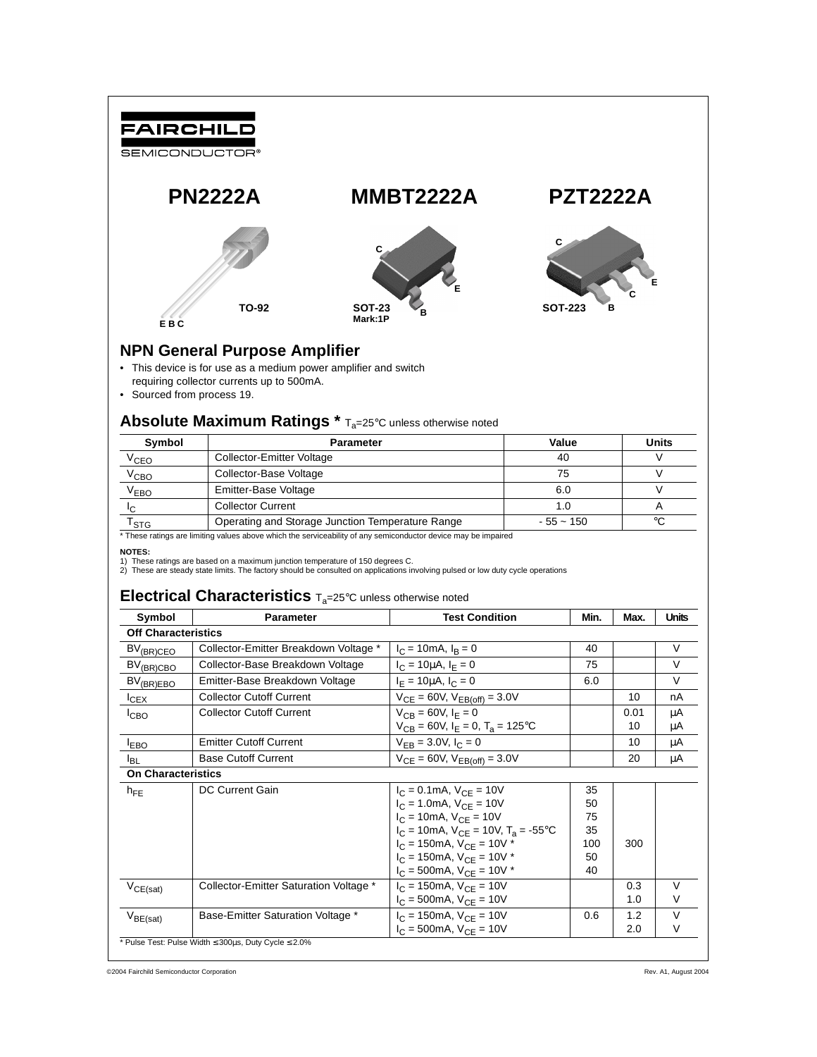FAIRCHILD SEMICONDUCTOR®

# PN2222A　　MMBT2222A　　PZT2222A

TO-92 (E B C)　　SOT-23 Mark:1P (C, E, B)　　SOT-223 (C, E, C, B)

## NPN General Purpose Amplifier

- This device is for use as a medium power amplifier and switch requiring collector currents up to 500mA.
- Sourced from process 19.

## Absolute Maximum Ratings * $T_a$=25°C unless otherwise noted

| Symbol | Parameter | Value | Units |
|---|---|---|---|
| $V_{CEO}$ | Collector-Emitter Voltage | 40 | V |
| $V_{CBO}$ | Collector-Base Voltage | 75 | V |
| $V_{EBO}$ | Emitter-Base Voltage | 6.0 | V |
| $I_C$ | Collector Current | 1.0 | A |
| $T_{STG}$ | Operating and Storage Junction Temperature Range | - 55 ~ 150 | °C |

* These ratings are limiting values above which the serviceability of any semiconductor device may be impaired

**NOTES:**
1) These ratings are based on a maximum junction temperature of 150 degrees C.
2) These are steady state limits. The factory should be consulted on applications involving pulsed or low duty cycle operations

## Electrical Characteristics $T_a$=25°C unless otherwise noted

| Symbol | Parameter | Test Condition | Min. | Max. | Units |
|---|---|---|---|---|---|
| **Off Characteristics** | | | | | |
| $BV_{(BR)CEO}$ | Collector-Emitter Breakdown Voltage * | $I_C$ = 10mA, $I_B$ = 0 | 40 | | V |
| $BV_{(BR)CBO}$ | Collector-Base Breakdown Voltage | $I_C$ = 10μA, $I_E$ = 0 | 75 | | V |
| $BV_{(BR)EBO}$ | Emitter-Base Breakdown Voltage | $I_E$ = 10μA, $I_C$ = 0 | 6.0 | | V |
| $I_{CEX}$ | Collector Cutoff Current | $V_{CE}$ = 60V, $V_{EB(off)}$ = 3.0V | | 10 | nA |
| $I_{CBO}$ | Collector Cutoff Current | $V_{CB}$ = 60V, $I_E$ = 0<br>$V_{CB}$ = 60V, $I_E$ = 0, $T_a$ = 125°C | | 0.01<br>10 | μA<br>μA |
| $I_{EBO}$ | Emitter Cutoff Current | $V_{EB}$ = 3.0V, $I_C$ = 0 | | 10 | μA |
| $I_{BL}$ | Base Cutoff Current | $V_{CE}$ = 60V, $V_{EB(off)}$ = 3.0V | | 20 | μA |
| **On Characteristics** | | | | | |
| $h_{FE}$ | DC Current Gain | $I_C$ = 0.1mA, $V_{CE}$ = 10V<br>$I_C$ = 1.0mA, $V_{CE}$ = 10V<br>$I_C$ = 10mA, $V_{CE}$ = 10V<br>$I_C$ = 10mA, $V_{CE}$ = 10V, $T_a$ = -55°C<br>$I_C$ = 150mA, $V_{CE}$ = 10V *<br>$I_C$ = 150mA, $V_{CE}$ = 10V *<br>$I_C$ = 500mA, $V_{CE}$ = 10V * | 35<br>50<br>75<br>35<br>100<br>50<br>40 | <br><br><br><br>300<br><br> | |
| $V_{CE(sat)}$ | Collector-Emitter Saturation Voltage * | $I_C$ = 150mA, $V_{CE}$ = 10V<br>$I_C$ = 500mA, $V_{CE}$ = 10V | | 0.3<br>1.0 | V<br>V |
| $V_{BE(sat)}$ | Base-Emitter Saturation Voltage * | $I_C$ = 150mA, $V_{CE}$ = 10V<br>$I_C$ = 500mA, $V_{CE}$ = 10V | 0.6 | 1.2<br>2.0 | V<br>V |

* Pulse Test: Pulse Width ≤ 300μs, Duty Cycle ≤ 2.0%

©2004 Fairchild Semiconductor Corporation　　Rev. A1, August 2004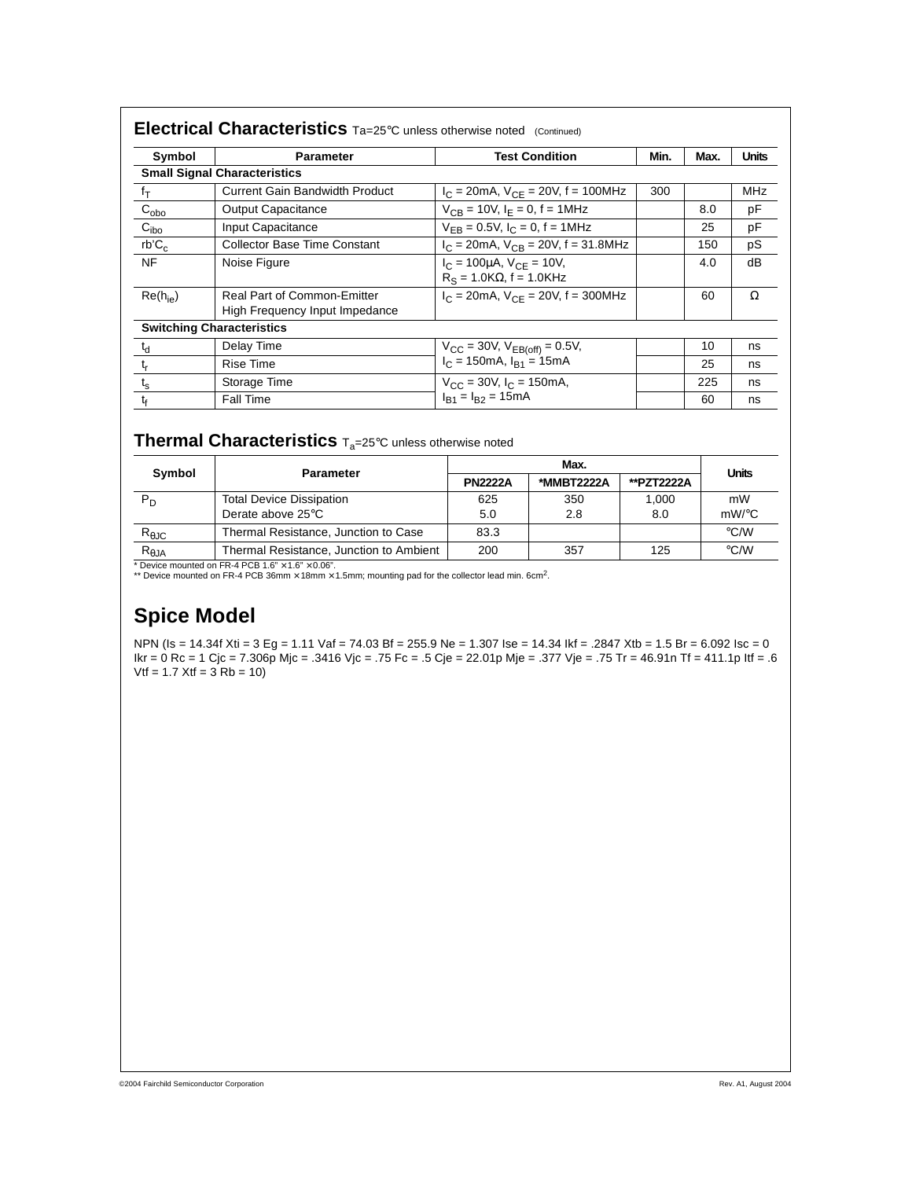## Electrical Characteristics Ta=25°C unless otherwise noted (Continued)

| Symbol | Parameter | Test Condition | Min. | Max. | Units |
|---|---|---|---|---|---|
| **Small Signal Characteristics** | | | | | |
| $f_T$ | Current Gain Bandwidth Product | $I_C$ = 20mA, $V_{CE}$ = 20V, f = 100MHz | 300 | | MHz |
| $C_{obo}$ | Output Capacitance | $V_{CB}$ = 10V, $I_E$ = 0, f = 1MHz | | 8.0 | pF |
| $C_{ibo}$ | Input Capacitance | $V_{EB}$ = 0.5V, $I_C$ = 0, f = 1MHz | | 25 | pF |
| $rb'C_c$ | Collector Base Time Constant | $I_C$ = 20mA, $V_{CB}$ = 20V, f = 31.8MHz | | 150 | pS |
| NF | Noise Figure | $I_C$ = 100μA, $V_{CE}$ = 10V, $R_S$ = 1.0KΩ, f = 1.0KHz | | 4.0 | dB |
| $Re(h_{ie})$ | Real Part of Common-Emitter High Frequency Input Impedance | $I_C$ = 20mA, $V_{CE}$ = 20V, f = 300MHz | | 60 | Ω |
| **Switching Characteristics** | | | | | |
| $t_d$ | Delay Time | $V_{CC}$ = 30V, $V_{EB(off)}$ = 0.5V, $I_C$ = 150mA, $I_{B1}$ = 15mA | | 10 | ns |
| $t_r$ | Rise Time | | | 25 | ns |
| $t_s$ | Storage Time | $V_{CC}$ = 30V, $I_C$ = 150mA, $I_{B1}$ = $I_{B2}$ = 15mA | | 225 | ns |
| $t_f$ | Fall Time | | | 60 | ns |

## Thermal Characteristics $T_a$=25°C unless otherwise noted

| Symbol | Parameter | Max. | | | Units |
|---|---|---|---|---|---|
| | | PN2222A | *MMBT2222A | **PZT2222A | |
| $P_D$ | Total Device Dissipation<br>Derate above 25°C | 625<br>5.0 | 350<br>2.8 | 1,000<br>8.0 | mW<br>mW/°C |
| $R_{\theta JC}$ | Thermal Resistance, Junction to Case | 83.3 | | | °C/W |
| $R_{\theta JA}$ | Thermal Resistance, Junction to Ambient | 200 | 357 | 125 | °C/W |

\* Device mounted on FR-4 PCB 1.6" × 1.6" × 0.06".
** Device mounted on FR-4 PCB 36mm × 18mm × 1.5mm; mounting pad for the collector lead min. 6cm².

## Spice Model

NPN (Is = 14.34f Xti = 3 Eg = 1.11 Vaf = 74.03 Bf = 255.9 Ne = 1.307 Ise = 14.34 Ikf = .2847 Xtb = 1.5 Br = 6.092 Isc = 0 Ikr = 0 Rc = 1 Cjc = 7.306p Mjc = .3416 Vjc = .75 Fc = .5 Cje = 22.01p Mje = .377 Vje = .75 Tr = 46.91n Tf = 411.1p Itf = .6 Vtf = 1.7 Xtf = 3 Rb = 10)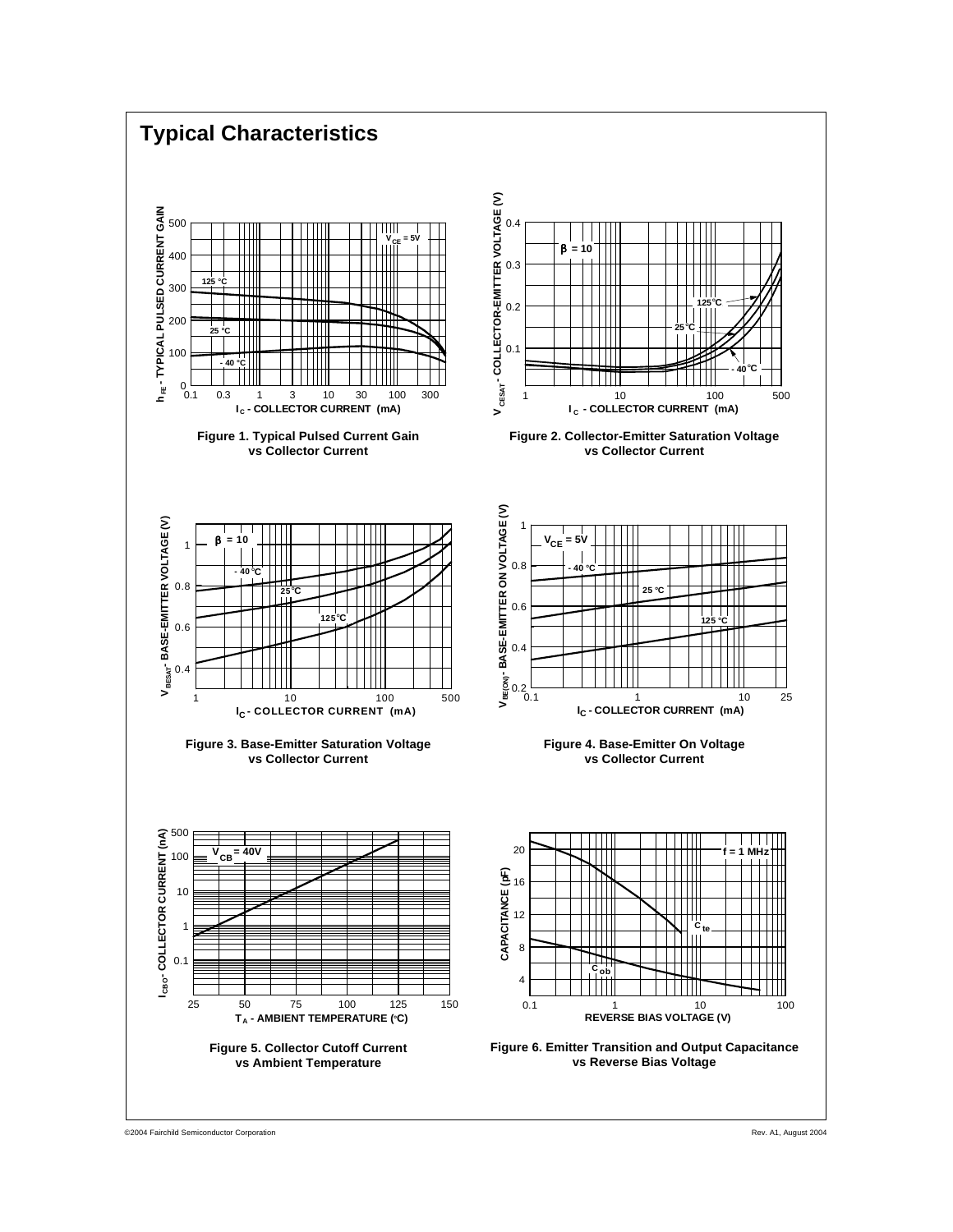# Typical Characteristics

Figure 1. Typical Pulsed Current Gain vs Collector Current

Figure 2. Collector-Emitter Saturation Voltage vs Collector Current

Figure 3. Base-Emitter Saturation Voltage vs Collector Current

Figure 4. Base-Emitter On Voltage vs Collector Current

Figure 5. Collector Cutoff Current vs Ambient Temperature

Figure 6. Emitter Transition and Output Capacitance vs Reverse Bias Voltage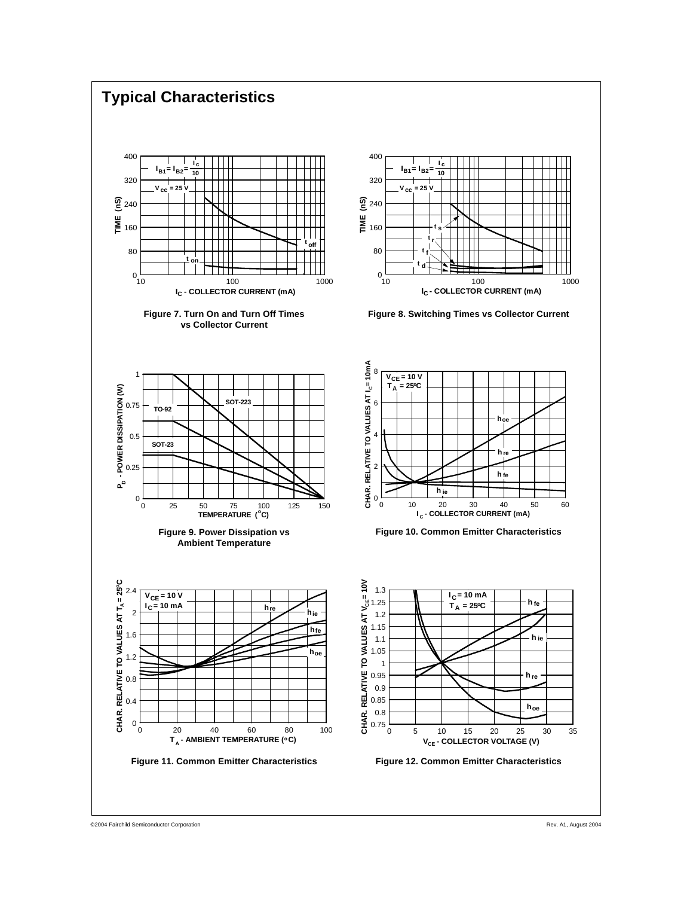## Typical Characteristics

Figure 7. Turn On and Turn Off Times vs Collector Current

Figure 8. Switching Times vs Collector Current

Figure 9. Power Dissipation vs Ambient Temperature

Figure 10. Common Emitter Characteristics

Figure 11. Common Emitter Characteristics

Figure 12. Common Emitter Characteristics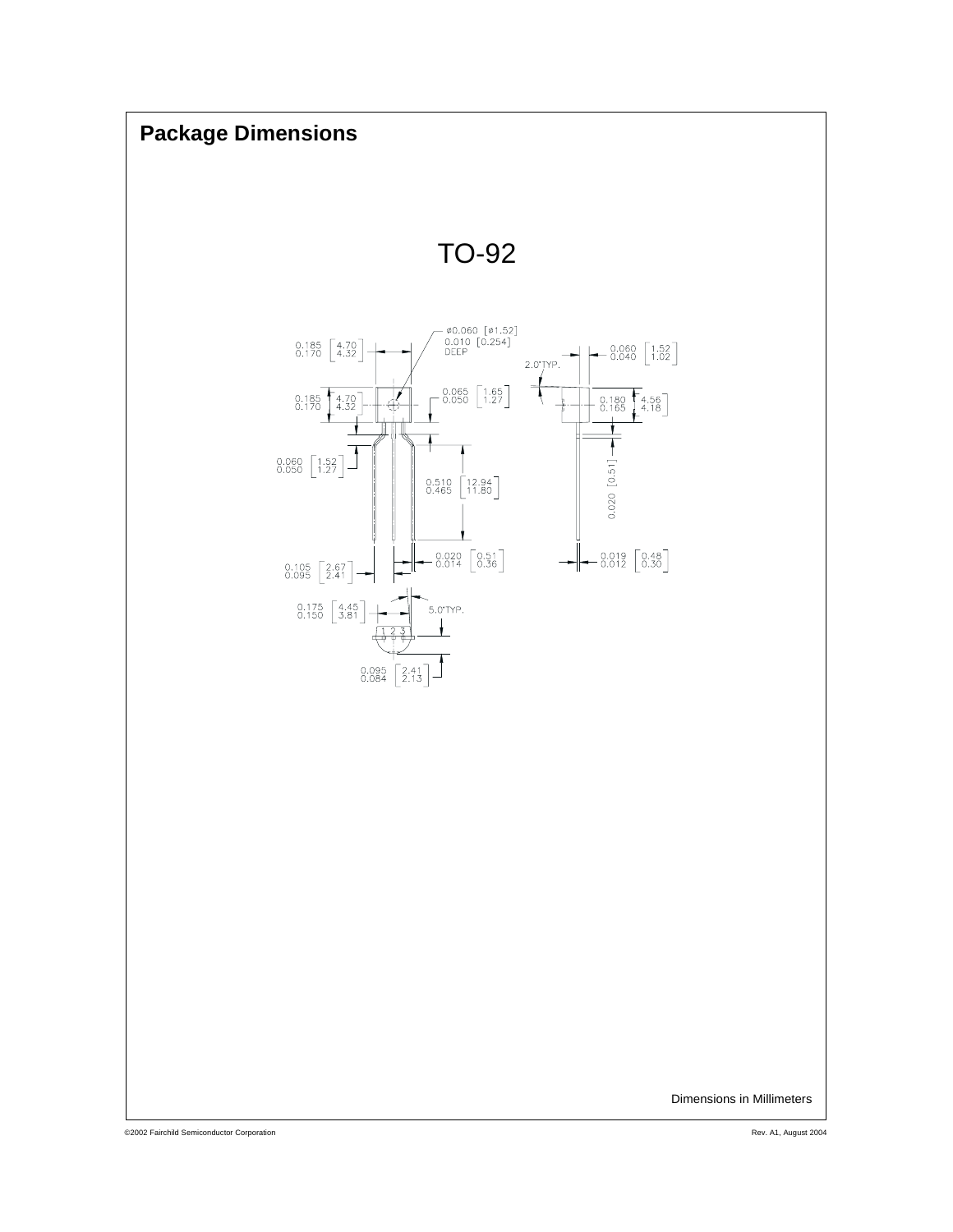## Package Dimensions

TO-92

Dimensions in Millimeters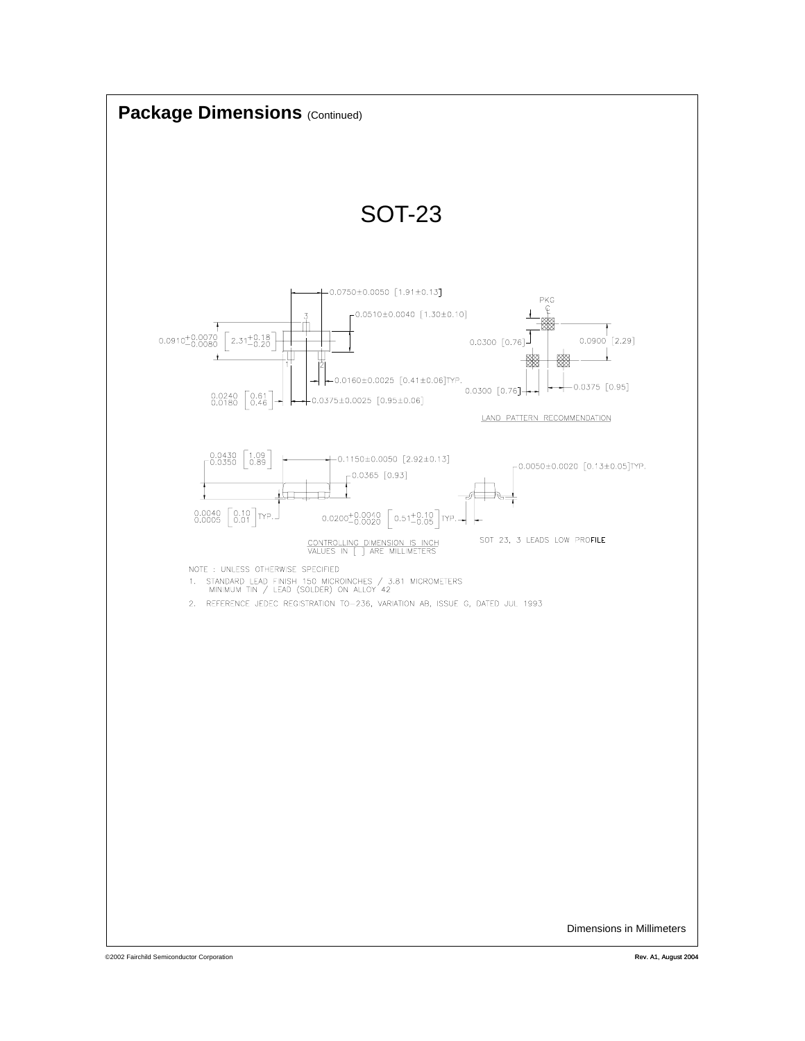## Package Dimensions (Continued)

# SOT-23

0.0750±0.0050 [1.91±0.13]

0.0510±0.0040 [1.30±0.10]

$0.0910^{+0.0070}_{-0.0080}$ [$2.31^{+0.18}_{-0.20}$]

0.0160±0.0025 [0.41±0.06]TYP.

0.0240 / 0.0180 [0.61 / 0.46]

0.0375±0.0025 [0.95±0.06]

PKG C

0.0300 [0.76]

0.0900 [2.29]

0.0300 [0.76]

0.0375 [0.95]

LAND PATTERN RECOMMENDATION

0.0430 / 0.0350 [1.09 / 0.89]

0.1150±0.0050 [2.92±0.13]

0.0365 [0.93]

0.0050±0.0020 [0.13±0.05]TYP.

0.0040 / 0.0005 [0.10 / 0.01] TYP.

$0.0200^{+0.0040}_{-0.0020}$ [$0.51^{+0.10}_{-0.05}$] TYP.

CONTROLLING DIMENSION IS INCH
VALUES IN [ ] ARE MILLIMETERS

SOT 23, 3 LEADS LOW PROFILE

NOTE : UNLESS OTHERWISE SPECIFIED

1. STANDARD LEAD FINISH 150 MICROINCHES / 3.81 MICROMETERS MINIMUM TIN / LEAD (SOLDER) ON ALLOY 42
2. REFERENCE JEDEC REGISTRATION TO-236, VARIATION AB, ISSUE G, DATED JUL 1993

Dimensions in Millimeters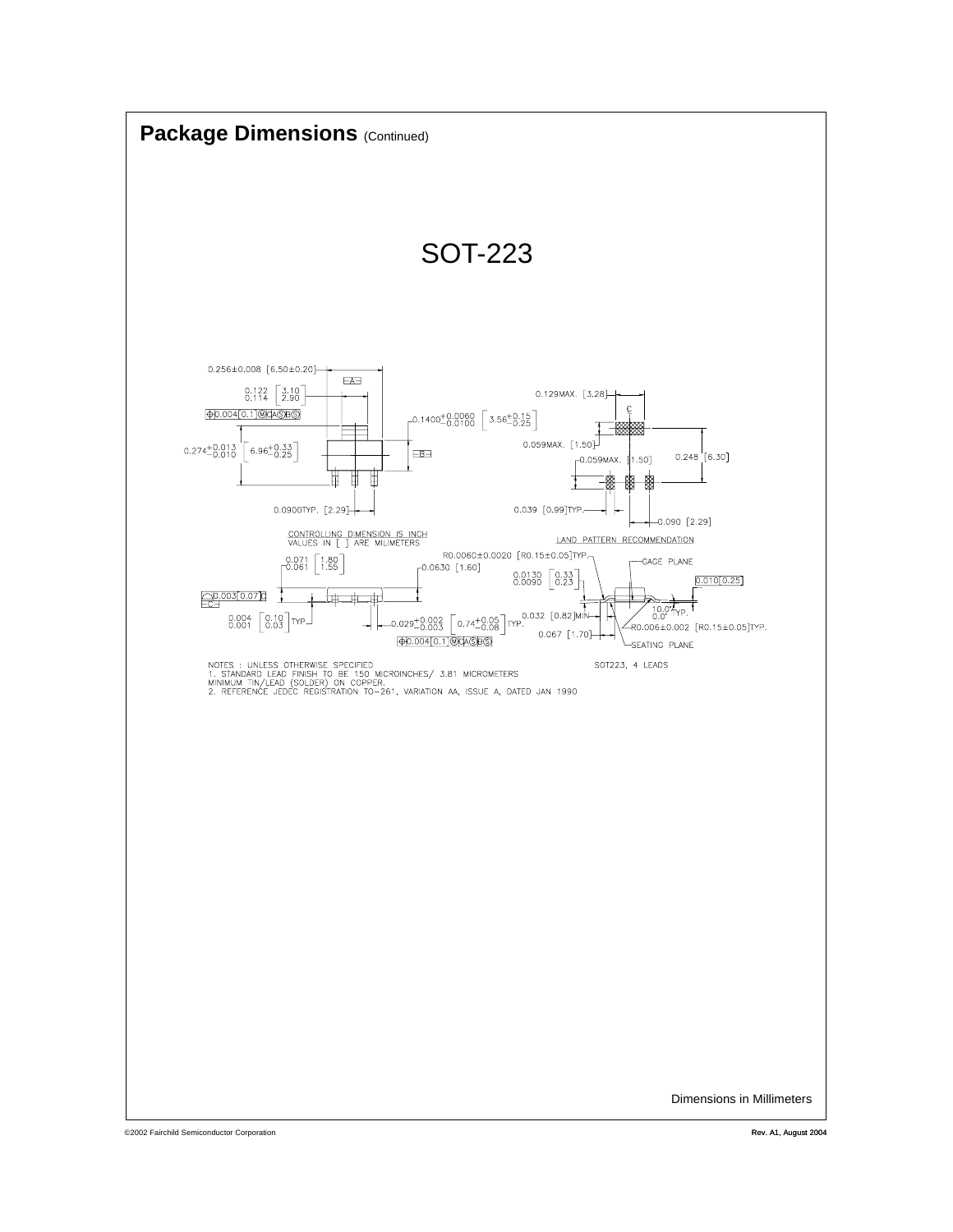## Package Dimensions (Continued)

# SOT-223

0.256±0.008 [6.50±0.20]

A

0.122 [3.10]
0.114 [2.90]

⌖ 0.004 [0.1] Ⓜ C A Ⓢ B Ⓢ

0.1400 +0.0060 −0.0100 [3.56 +0.15 −0.25]

0.274 +0.013 −0.010 [6.96 +0.33 −0.25]

B

0.0900TYP. [2.29]

CONTROLLING DIMENSION IS INCH
VALUES IN [ ] ARE MILIMETERS

0.129MAX. [3.28]

C

0.059MAX. [1.50]

0.059MAX. [1.50]

0.248 [6.30]

0.039 [0.99]TYP.

0.090 [2.29]

LAND PATTERN RECOMMENDATION

0.071 [1.80]
0.061 [1.55]

0.0630 [1.60]

0.003 [0.07] C

C

0.004 [0.10]
0.001 [0.03] TYP.

0.029 +0.002 −0.003 [0.74 +0.05 −0.08] TYP.

⌖ 0.004 [0.1] Ⓜ C A Ⓢ B Ⓢ

R0.0060±0.0020 [R0.15±0.05]TYP.

GAGE PLANE

0.0130 [0.33]
0.0090 [0.23]

0.010 [0.25]

10.0°
0.0° TYP.

0.032 [0.82]MIN

R0.006±0.002 [R0.15±0.05]TYP.

0.067 [1.70]

SEATING PLANE

NOTES : UNLESS OTHERWISE SPECIFIED
1. STANDARD LEAD FINISH TO BE 150 MICROINCHES/ 3.81 MICROMETERS
MINIMUM TIN/LEAD (SOLDER) ON COPPER.
2. REFERENCE JEDEC REGISTRATION TO-261, VARIATION AA, ISSUE A, DATED JAN 1990

SOT223, 4 LEADS

Dimensions in Millimeters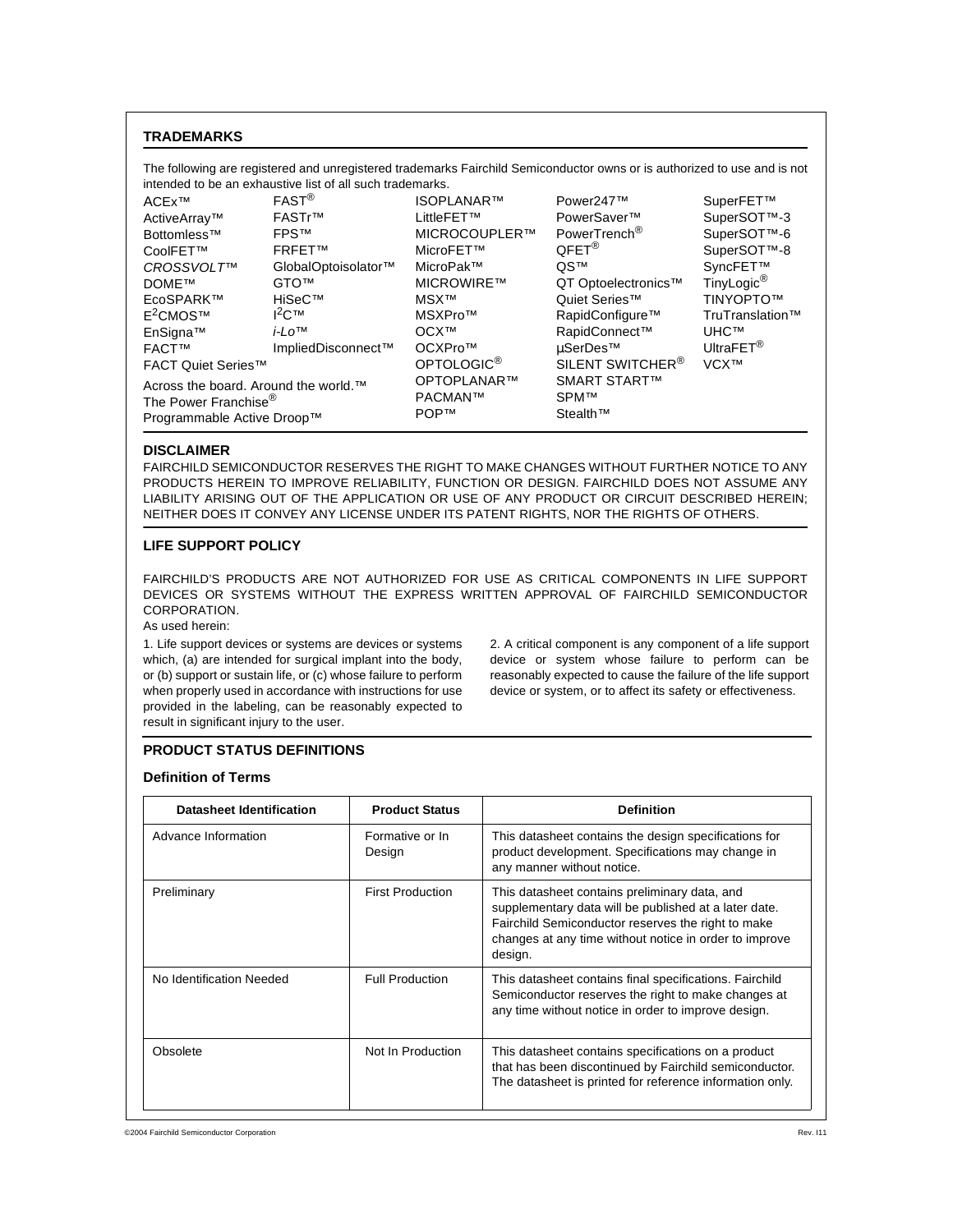## TRADEMARKS

The following are registered and unregistered trademarks Fairchild Semiconductor owns or is authorized to use and is not intended to be an exhaustive list of all such trademarks.

ACEx™
ActiveArray™
Bottomless™
CoolFET™
*CROSSVOLT*™
DOME™
EcoSPARK™
E²CMOS™
EnSigna™
FACT™
FACT Quiet Series™
Across the board. Around the world.™
The Power Franchise®
Programmable Active Droop™
FAST®
FASTr™
FPS™
FRFET™
GlobalOptoisolator™
GTO™
HiSeC™
I²C™
*i-Lo*™
ImpliedDisconnect™
ISOPLANAR™
LittleFET™
MICROCOUPLER™
MicroFET™
MicroPak™
MICROWIRE™
MSX™
MSXPro™
OCX™
OCXPro™
OPTOLOGIC®
OPTOPLANAR™
PACMAN™
POP™
Power247™
PowerSaver™
PowerTrench®
QFET®
QS™
QT Optoelectronics™
Quiet Series™
RapidConfigure™
RapidConnect™
µSerDes™
SILENT SWITCHER®
SMART START™
SPM™
Stealth™
SuperFET™
SuperSOT™-3
SuperSOT™-6
SuperSOT™-8
SyncFET™
TinyLogic®
TINYOPTO™
TruTranslation™
UHC™
UltraFET®
VCX™

## DISCLAIMER

FAIRCHILD SEMICONDUCTOR RESERVES THE RIGHT TO MAKE CHANGES WITHOUT FURTHER NOTICE TO ANY PRODUCTS HEREIN TO IMPROVE RELIABILITY, FUNCTION OR DESIGN. FAIRCHILD DOES NOT ASSUME ANY LIABILITY ARISING OUT OF THE APPLICATION OR USE OF ANY PRODUCT OR CIRCUIT DESCRIBED HEREIN; NEITHER DOES IT CONVEY ANY LICENSE UNDER ITS PATENT RIGHTS, NOR THE RIGHTS OF OTHERS.

## LIFE SUPPORT POLICY

FAIRCHILD'S PRODUCTS ARE NOT AUTHORIZED FOR USE AS CRITICAL COMPONENTS IN LIFE SUPPORT DEVICES OR SYSTEMS WITHOUT THE EXPRESS WRITTEN APPROVAL OF FAIRCHILD SEMICONDUCTOR CORPORATION.

As used herein:

1. Life support devices or systems are devices or systems which, (a) are intended for surgical implant into the body, or (b) support or sustain life, or (c) whose failure to perform when properly used in accordance with instructions for use provided in the labeling, can be reasonably expected to result in significant injury to the user.

2. A critical component is any component of a life support device or system whose failure to perform can be reasonably expected to cause the failure of the life support device or system, or to affect its safety or effectiveness.

## PRODUCT STATUS DEFINITIONS

### Definition of Terms

| Datasheet Identification | Product Status | Definition |
|---|---|---|
| Advance Information | Formative or In Design | This datasheet contains the design specifications for product development. Specifications may change in any manner without notice. |
| Preliminary | First Production | This datasheet contains preliminary data, and supplementary data will be published at a later date. Fairchild Semiconductor reserves the right to make changes at any time without notice in order to improve design. |
| No Identification Needed | Full Production | This datasheet contains final specifications. Fairchild Semiconductor reserves the right to make changes at any time without notice in order to improve design. |
| Obsolete | Not In Production | This datasheet contains specifications on a product that has been discontinued by Fairchild semiconductor. The datasheet is printed for reference information only. |

©2004 Fairchild Semiconductor Corporation Rev. I11